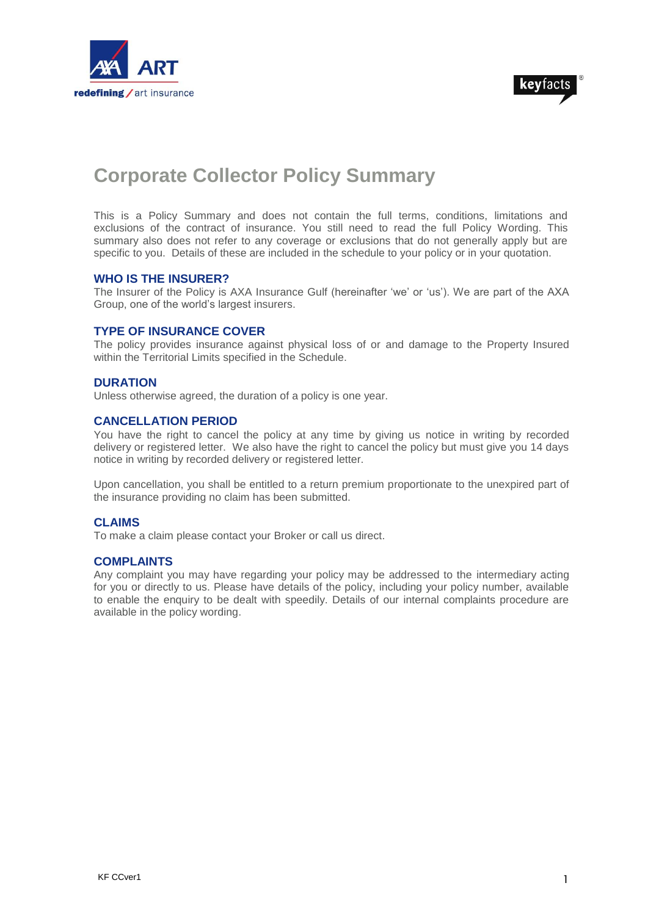# Corporate Collector Policy Summary

This is a Policy Summary and does not contain the full terms, conditions, limitations and exclusions of the contract of insurance. You still need to read the full Policy Wording. This summary also does not refer to any coverage or exclusions that do not generally apply but are specific to you. Details of these are included in the schedule to your policy or in your quotation.

## WHO IS THE INSURER?

The Insurer of the Policy is AXA Insurance Gulf (hereinafter 'we' or 'us'). We are part of the AXA Group, one of the world's largest insurers.

## TYPE OF INSURANCE COVER

The policy provides insurance against physical loss of or and damage to the Property Insured within the Territorial Limits specified in the Schedule.

## DURATION

Unless otherwise agreed, the duration of a policy is one year.

## CANCELLATION PERIOD

You have the right to cancel the policy at any time by giving us notice in writing by recorded delivery or registered letter. We also have the right to cancel the policy but must give you 14 days notice in writing by recorded delivery or registered letter.

Upon cancellation, you shall be entitled to a return premium proportionate to the unexpired part of the insurance providing no claim has been submitted.

## CLAIMS

To make a claim please contact your Broker or call us direct.

## COMPLAINTS

Any complaint you may have regarding your policy may be addressed to the intermediary acting for you or directly to us. Please have details of the policy, including your policy number, available to enable the enquiry to be dealt with speedily. Details of our internal complaints procedure are available in the policy wording.

KF CCver1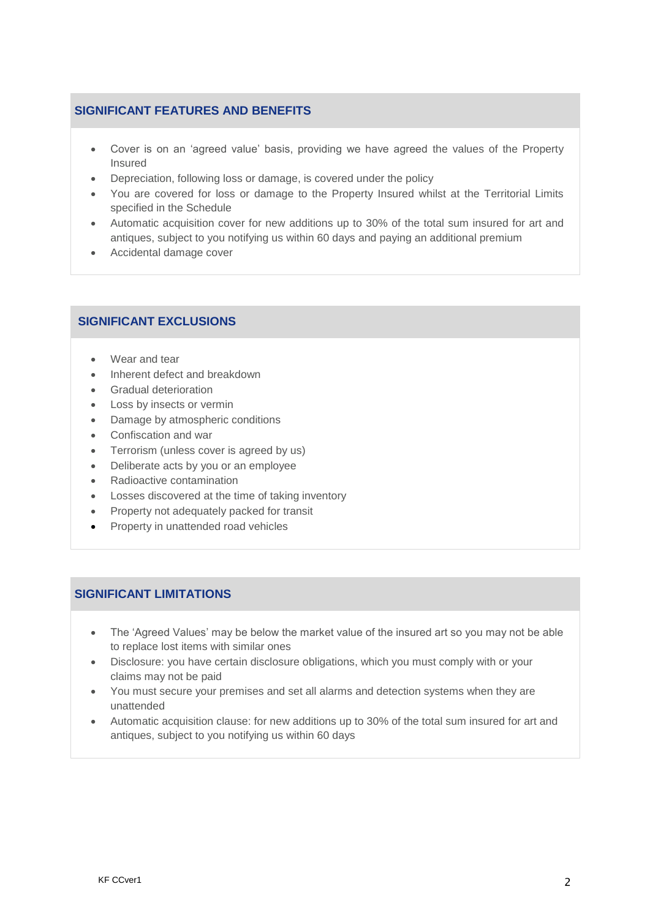## SIGNIFICANT FEATURES AND BENEFITS

- Cover is on an 'agreed value' basis, providing we have agreed the values of the Property Insured
- Depreciation, following loss or damage, is covered under the policy
- You are covered for loss or damage to the Property Insured whilst at the Territorial Limits specified in the Schedule
- Automatic acquisition cover for new additions up to 30% of the total sum insured for art and antiques, subject to you notifying us within 60 days and paying an additional premium
- Accidental damage cover

## SIGNIFICANT EXCLUSIONS

- Wear and tear
- Inherent defect and breakdown
- Gradual deterioration
- Loss by insects or vermin
- Damage by atmospheric conditions
- Confiscation and war
- Terrorism (unless cover is agreed by us)
- Deliberate acts by you or an employee
- Radioactive contamination
- Losses discovered at the time of taking inventory
- Property not adequately packed for transit
- Property in unattended road vehicles

## SIGNIFICANT LIMITATIONS

- The 'Agreed Values' may be below the market value of the insured art so you may not be able to replace lost items with similar ones
- Disclosure: you have certain disclosure obligations, which you must comply with or your claims may not be paid
- You must secure your premises and set all alarms and detection systems when they are unattended
- Automatic acquisition clause: for new additions up to 30% of the total sum insured for art and antiques, subject to you notifying us within 60 days

KF CCver1